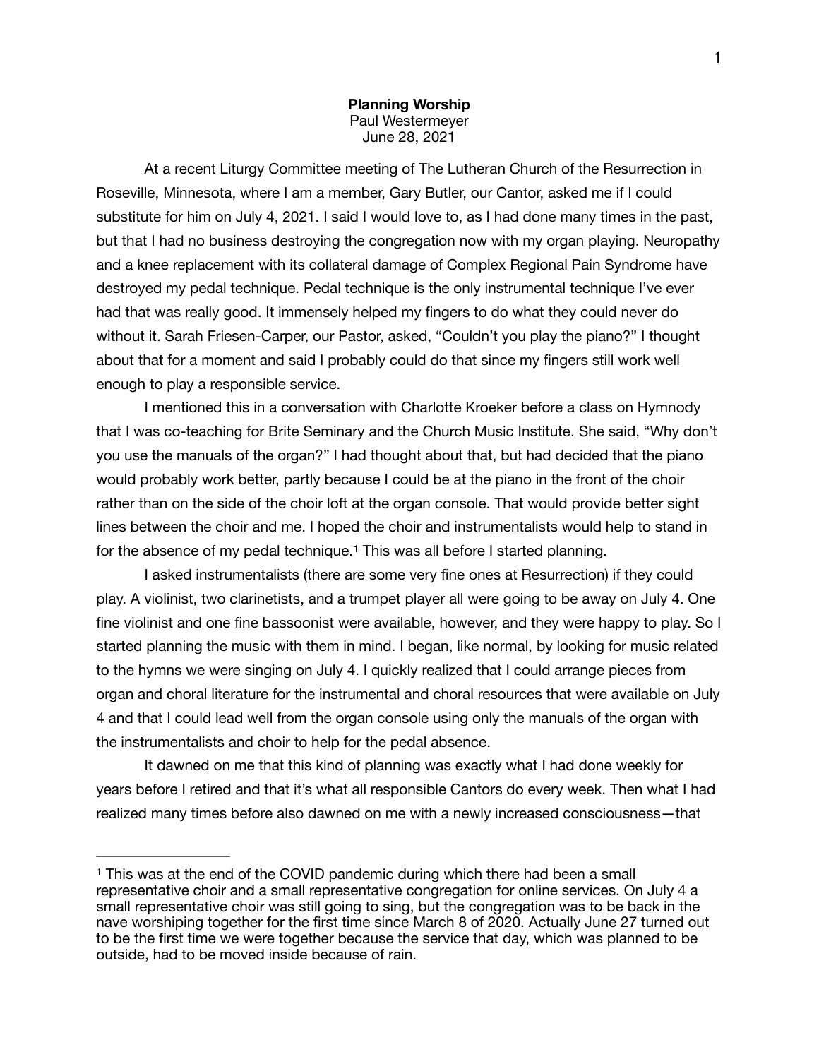# Planning Worship

Paul Westermeyer

June 28, 2021

At a recent Liturgy Committee meeting of The Lutheran Church of the Resurrection in Roseville, Minnesota, where I am a member, Gary Butler, our Cantor, asked me if I could substitute for him on July 4, 2021. I said I would love to, as I had done many times in the past, but that I had no business destroying the congregation now with my organ playing. Neuropathy and a knee replacement with its collateral damage of Complex Regional Pain Syndrome have destroyed my pedal technique. Pedal technique is the only instrumental technique I've ever had that was really good. It immensely helped my fingers to do what they could never do without it. Sarah Friesen-Carper, our Pastor, asked, "Couldn't you play the piano?" I thought about that for a moment and said I probably could do that since my fingers still work well enough to play a responsible service.

I mentioned this in a conversation with Charlotte Kroeker before a class on Hymnody that I was co-teaching for Brite Seminary and the Church Music Institute. She said, "Why don't you use the manuals of the organ?" I had thought about that, but had decided that the piano would probably work better, partly because I could be at the piano in the front of the choir rather than on the side of the choir loft at the organ console. That would provide better sight lines between the choir and me. I hoped the choir and instrumentalists would help to stand in for the absence of my pedal technique.[1] This was all before I started planning.

I asked instrumentalists (there are some very fine ones at Resurrection) if they could play. A violinist, two clarinetists, and a trumpet player all were going to be away on July 4. One fine violinist and one fine bassoonist were available, however, and they were happy to play. So I started planning the music with them in mind. I began, like normal, by looking for music related to the hymns we were singing on July 4. I quickly realized that I could arrange pieces from organ and choral literature for the instrumental and choral resources that were available on July 4 and that I could lead well from the organ console using only the manuals of the organ with the instrumentalists and choir to help for the pedal absence.

It dawned on me that this kind of planning was exactly what I had done weekly for years before I retired and that it's what all responsible Cantors do every week. Then what I had realized many times before also dawned on me with a newly increased consciousness—that

---

[1] This was at the end of the COVID pandemic during which there had been a small representative choir and a small representative congregation for online services. On July 4 a small representative choir was still going to sing, but the congregation was to be back in the nave worshiping together for the first time since March 8 of 2020. Actually June 27 turned out to be the first time we were together because the service that day, which was planned to be outside, had to be moved inside because of rain.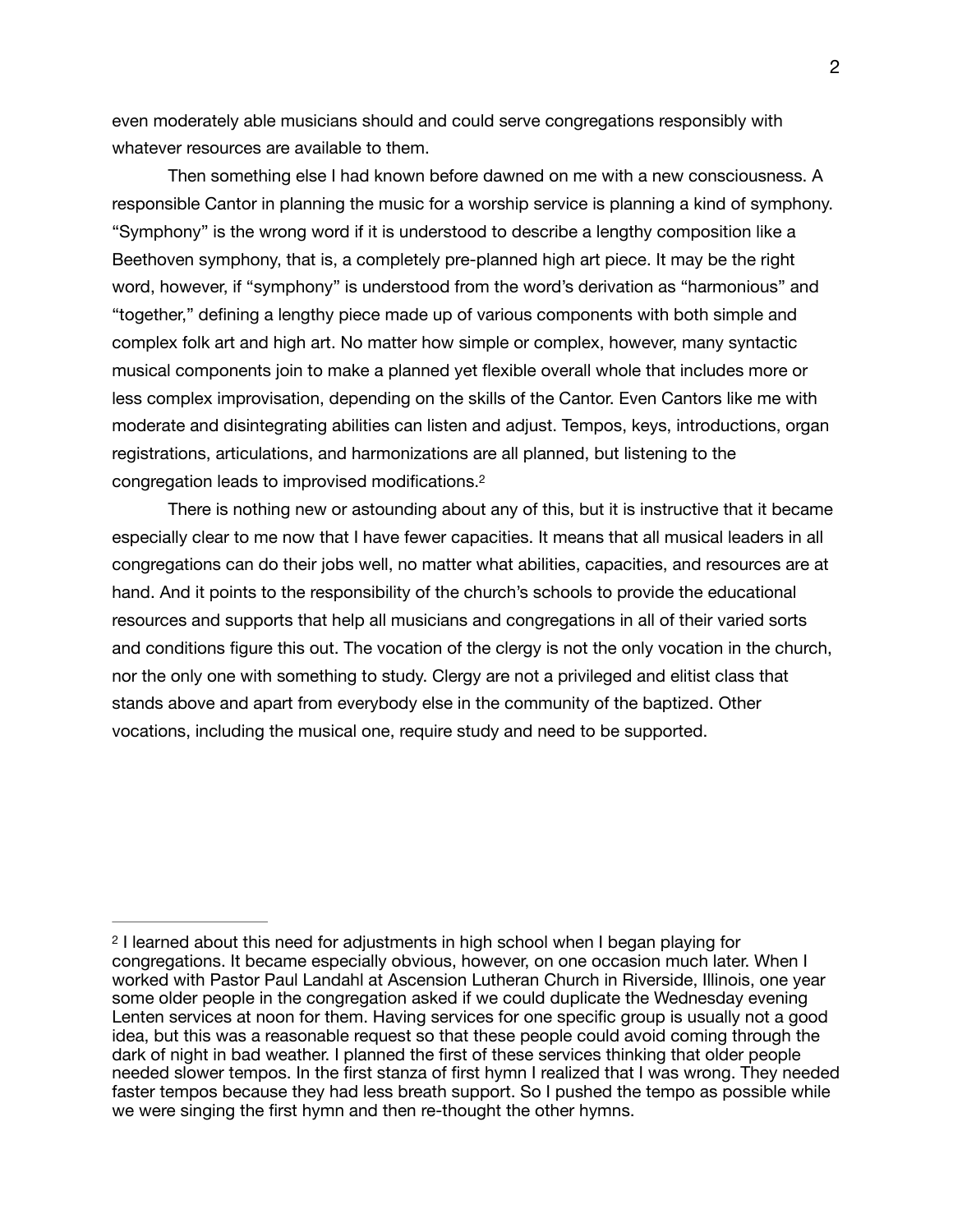even moderately able musicians should and could serve congregations responsibly with whatever resources are available to them.

Then something else I had known before dawned on me with a new consciousness. A responsible Cantor in planning the music for a worship service is planning a kind of symphony. "Symphony" is the wrong word if it is understood to describe a lengthy composition like a Beethoven symphony, that is, a completely pre-planned high art piece. It may be the right word, however, if "symphony" is understood from the word's derivation as "harmonious" and "together," defining a lengthy piece made up of various components with both simple and complex folk art and high art. No matter how simple or complex, however, many syntactic musical components join to make a planned yet flexible overall whole that includes more or less complex improvisation, depending on the skills of the Cantor. Even Cantors like me with moderate and disintegrating abilities can listen and adjust. Tempos, keys, introductions, organ registrations, articulations, and harmonizations are all planned, but listening to the congregation leads to improvised modifications.[2]

There is nothing new or astounding about any of this, but it is instructive that it became especially clear to me now that I have fewer capacities. It means that all musical leaders in all congregations can do their jobs well, no matter what abilities, capacities, and resources are at hand. And it points to the responsibility of the church's schools to provide the educational resources and supports that help all musicians and congregations in all of their varied sorts and conditions figure this out. The vocation of the clergy is not the only vocation in the church, nor the only one with something to study. Clergy are not a privileged and elitist class that stands above and apart from everybody else in the community of the baptized. Other vocations, including the musical one, require study and need to be supported.

---

[2] I learned about this need for adjustments in high school when I began playing for congregations. It became especially obvious, however, on one occasion much later. When I worked with Pastor Paul Landahl at Ascension Lutheran Church in Riverside, Illinois, one year some older people in the congregation asked if we could duplicate the Wednesday evening Lenten services at noon for them. Having services for one specific group is usually not a good idea, but this was a reasonable request so that these people could avoid coming through the dark of night in bad weather. I planned the first of these services thinking that older people needed slower tempos. In the first stanza of first hymn I realized that I was wrong. They needed faster tempos because they had less breath support. So I pushed the tempo as possible while we were singing the first hymn and then re-thought the other hymns.